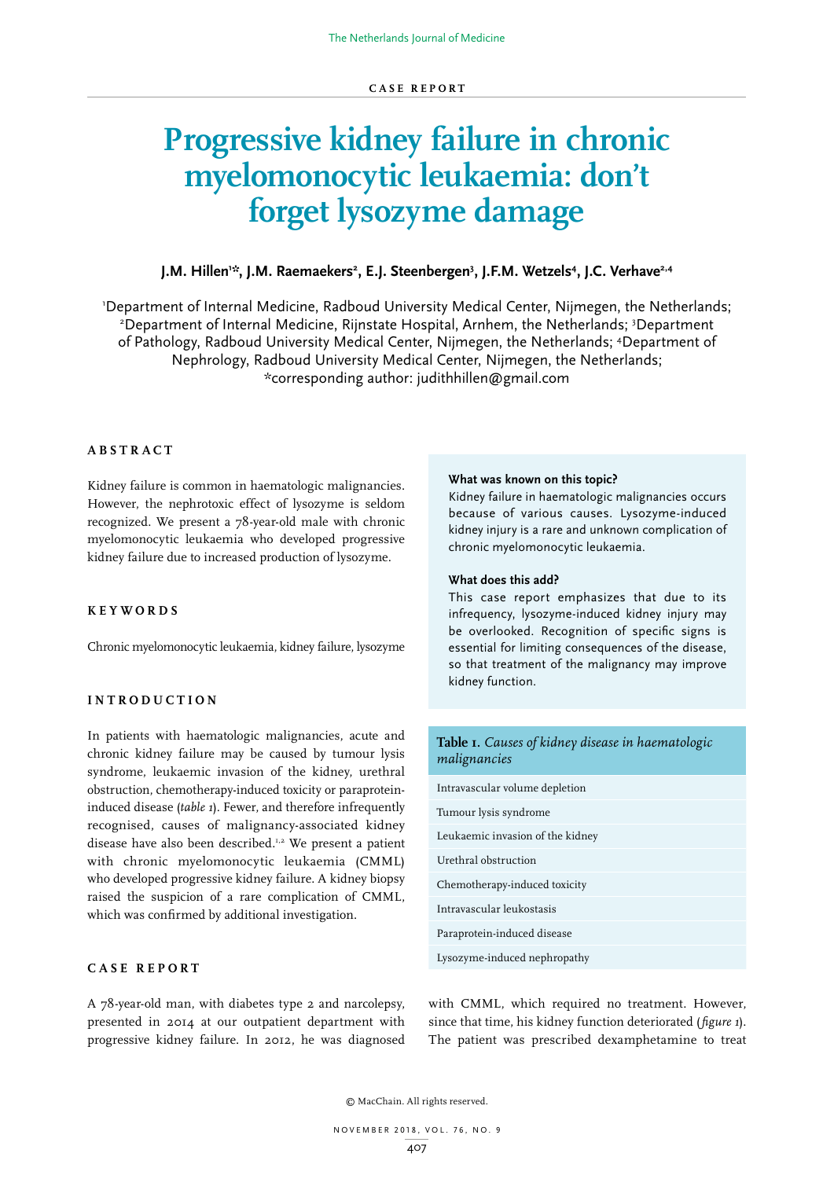CASE REPORT

# Progressive kidney failure in chronic myelomonocytic leukaemia: don't forget lysozyme damage

**J.M. Hillen[1]*, J.M. Raemaekers[2], E.J. Steenbergen[3], J.F.M. Wetzels[4], J.C. Verhave[2,4]**

[1]Department of Internal Medicine, Radboud University Medical Center, Nijmegen, the Netherlands; [2]Department of Internal Medicine, Rijnstate Hospital, Arnhem, the Netherlands; [3]Department of Pathology, Radboud University Medical Center, Nijmegen, the Netherlands; [4]Department of Nephrology, Radboud University Medical Center, Nijmegen, the Netherlands; *corresponding author: judithhillen@gmail.com

## ABSTRACT

Kidney failure is common in haematologic malignancies. However, the nephrotoxic effect of lysozyme is seldom recognized. We present a 78-year-old male with chronic myelomonocytic leukaemia who developed progressive kidney failure due to increased production of lysozyme.

## KEYWORDS

Chronic myelomonocytic leukaemia, kidney failure, lysozyme

## INTRODUCTION

In patients with haematologic malignancies, acute and chronic kidney failure may be caused by tumour lysis syndrome, leukaemic invasion of the kidney, urethral obstruction, chemotherapy-induced toxicity or paraprotein-induced disease (*table 1*). Fewer, and therefore infrequently recognised, causes of malignancy-associated kidney disease have also been described.[1,2] We present a patient with chronic myelomonocytic leukaemia (CMML) who developed progressive kidney failure. A kidney biopsy raised the suspicion of a rare complication of CMML, which was confirmed by additional investigation.

**What was known on this topic?**

Kidney failure in haematologic malignancies occurs because of various causes. Lysozyme-induced kidney injury is a rare and unknown complication of chronic myelomonocytic leukaemia.

**What does this add?**

This case report emphasizes that due to its infrequency, lysozyme-induced kidney injury may be overlooked. Recognition of specific signs is essential for limiting consequences of the disease, so that treatment of the malignancy may improve kidney function.

**Table 1.** *Causes of kidney disease in haematologic malignancies*

| |
|---|
| Intravascular volume depletion |
| Tumour lysis syndrome |
| Leukaemic invasion of the kidney |
| Urethral obstruction |
| Chemotherapy-induced toxicity |
| Intravascular leukostasis |
| Paraprotein-induced disease |
| Lysozyme-induced nephropathy |

## CASE REPORT

A 78-year-old man, with diabetes type 2 and narcolepsy, presented in 2014 at our outpatient department with progressive kidney failure. In 2012, he was diagnosed with CMML, which required no treatment. However, since that time, his kidney function deteriorated (*figure 1*). The patient was prescribed dexamphetamine to treat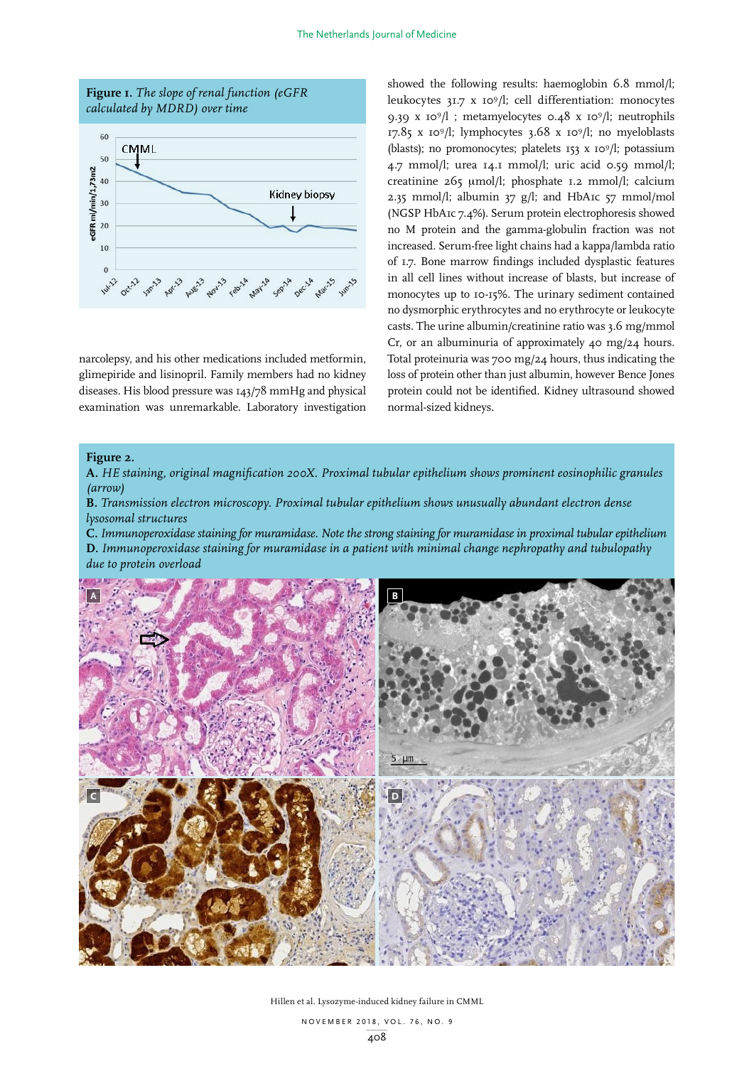**Figure 1.** *The slope of renal function (eGFR calculated by MDRD) over time*

**Figure 2.**
**A.** *HE staining, original magnification 200X. Proximal tubular epithelium shows prominent eosinophilic granules (arrow)*
**B.** *Transmission electron microscopy. Proximal tubular epithelium shows unusually abundant electron dense lysosomal structures*
**C.** *Immunoperoxidase staining for muramidase. Note the strong staining for muramidase in proximal tubular epithelium*
**D.** *Immunoperoxidase staining for muramidase in a patient with minimal change nephropathy and tubulopathy due to protein overload*

narcolepsy, and his other medications included metformin, glimepiride and lisinopril. Family members had no kidney diseases. His blood pressure was 143/78 mmHg and physical examination was unremarkable. Laboratory investigation showed the following results: haemoglobin 6.8 mmol/l; leukocytes 31.7 x $10^9$/l; cell differentiation: monocytes 9.39 x $10^9$/l ; metamyelocytes 0.48 x $10^9$/l; neutrophils 17.85 x $10^9$/l; lymphocytes 3.68 x $10^9$/l; no myeloblasts (blasts); no promonocytes; platelets 153 x $10^9$/l; potassium 4.7 mmol/l; urea 14.1 mmol/l; uric acid 0.59 mmol/l; creatinine 265 µmol/l; phosphate 1.2 mmol/l; calcium 2.35 mmol/l; albumin 37 g/l; and HbA1c 57 mmol/mol (NGSP HbA1c 7.4%). Serum protein electrophoresis showed no M protein and the gamma-globulin fraction was not increased. Serum-free light chains had a kappa/lambda ratio of 1.7. Bone marrow findings included dysplastic features in all cell lines without increase of blasts, but increase of monocytes up to 10-15%. The urinary sediment contained no dysmorphic erythrocytes and no erythrocyte or leukocyte casts. The urine albumin/creatinine ratio was 3.6 mg/mmol Cr, or an albuminuria of approximately 40 mg/24 hours. Total proteinuria was 700 mg/24 hours, thus indicating the loss of protein other than just albumin, however Bence Jones protein could not be identified. Kidney ultrasound showed normal-sized kidneys.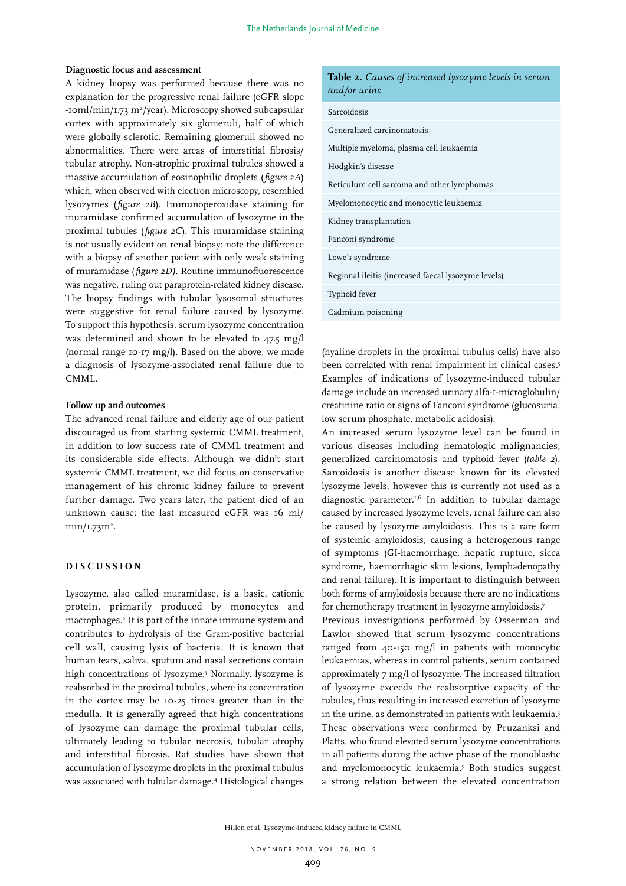### Diagnostic focus and assessment

A kidney biopsy was performed because there was no explanation for the progressive renal failure (eGFR slope -10ml/min/1.73 $m^2$/year). Microscopy showed subcapsular cortex with approximately six glomeruli, half of which were globally sclerotic. Remaining glomeruli showed no abnormalities. There were areas of interstitial fibrosis/ tubular atrophy. Non-atrophic proximal tubules showed a massive accumulation of eosinophilic droplets (*figure 2A*) which, when observed with electron microscopy, resembled lysozymes (*figure 2B*). Immunoperoxidase staining for muramidase confirmed accumulation of lysozyme in the proximal tubules (*figure 2C*). This muramidase staining is not usually evident on renal biopsy: note the difference with a biopsy of another patient with only weak staining of muramidase (*figure 2D)*. Routine immunofluorescence was negative, ruling out paraprotein-related kidney disease. The biopsy findings with tubular lysosomal structures were suggestive for renal failure caused by lysozyme. To support this hypothesis, serum lysozyme concentration was determined and shown to be elevated to 47.5 mg/l (normal range 10-17 mg/l). Based on the above, we made a diagnosis of lysozyme-associated renal failure due to CMML.

### Follow up and outcomes

The advanced renal failure and elderly age of our patient discouraged us from starting systemic CMML treatment, in addition to low success rate of CMML treatment and its considerable side effects. Although we didn't start systemic CMML treatment, we did focus on conservative management of his chronic kidney failure to prevent further damage. Two years later, the patient died of an unknown cause; the last measured eGFR was 16 ml/ min/1.73$m^2$.

## DISCUSSION

Lysozyme, also called muramidase, is a basic, cationic protein, primarily produced by monocytes and macrophages.[2] It is part of the innate immune system and contributes to hydrolysis of the Gram-positive bacterial cell wall, causing lysis of bacteria. It is known that human tears, saliva, sputum and nasal secretions contain high concentrations of lysozyme.[3] Normally, lysozyme is reabsorbed in the proximal tubules, where its concentration in the cortex may be 10-25 times greater than in the medulla. It is generally agreed that high concentrations of lysozyme can damage the proximal tubular cells, ultimately leading to tubular necrosis, tubular atrophy and interstitial fibrosis. Rat studies have shown that accumulation of lysozyme droplets in the proximal tubulus was associated with tubular damage.[4] Histological changes (hyaline droplets in the proximal tubulus cells) have also been correlated with renal impairment in clinical cases.[5] Examples of indications of lysozyme-induced tubular damage include an increased urinary alfa-1-microglobulin/ creatinine ratio or signs of Fanconi syndrome (glucosuria, low serum phosphate, metabolic acidosis).

**Table 2.** *Causes of increased lysozyme levels in serum and/or urine*

| |
|---|
| Sarcoidosis |
| Generalized carcinomatosis |
| Multiple myeloma, plasma cell leukaemia |
| Hodgkin's disease |
| Reticulum cell sarcoma and other lymphomas |
| Myelomonocytic and monocytic leukaemia |
| Kidney transplantation |
| Fanconi syndrome |
| Lowe's syndrome |
| Regional ileitis (increased faecal lysozyme levels) |
| Typhoid fever |
| Cadmium poisoning |

An increased serum lysozyme level can be found in various diseases including hematologic malignancies, generalized carcinomatosis and typhoid fever (*table 2*). Sarcoidosis is another disease known for its elevated lysozyme levels, however this is currently not used as a diagnostic parameter.[1,6] In addition to tubular damage caused by increased lysozyme levels, renal failure can also be caused by lysozyme amyloidosis. This is a rare form of systemic amyloidosis, causing a heterogenous range of symptoms (GI-haemorrhage, hepatic rupture, sicca syndrome, haemorrhagic skin lesions, lymphadenopathy and renal failure). It is important to distinguish between both forms of amyloidosis because there are no indications for chemotherapy treatment in lysozyme amyloidosis.[7]

Previous investigations performed by Osserman and Lawlor showed that serum lysozyme concentrations ranged from 40-150 mg/l in patients with monocytic leukaemias, whereas in control patients, serum contained approximately 7 mg/l of lysozyme. The increased filtration of lysozyme exceeds the reabsorptive capacity of the tubules, thus resulting in increased excretion of lysozyme in the urine, as demonstrated in patients with leukaemia.[3] These observations were confirmed by Pruzanksi and Platts, who found elevated serum lysozyme concentrations in all patients during the active phase of the monoblastic and myelomonocytic leukaemia.[5] Both studies suggest a strong relation between the elevated concentration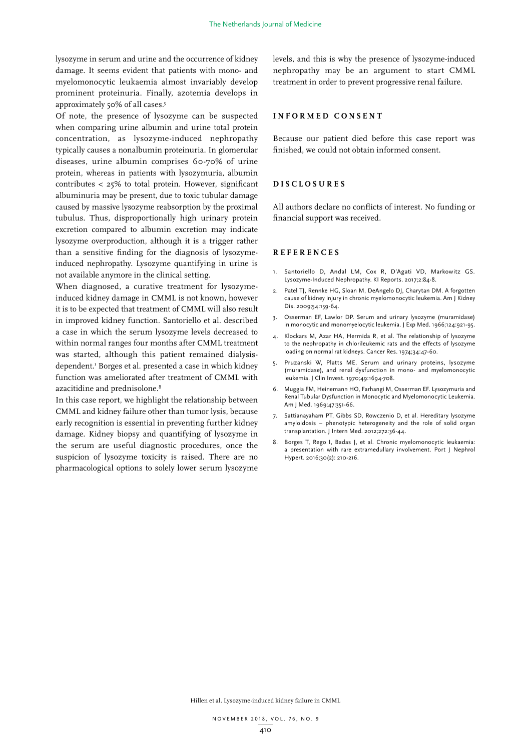lysozyme in serum and urine and the occurrence of kidney damage. It seems evident that patients with mono- and myelomonocytic leukaemia almost invariably develop prominent proteinuria. Finally, azotemia develops in approximately 50% of all cases.[5]

Of note, the presence of lysozyme can be suspected when comparing urine albumin and urine total protein concentration, as lysozyme-induced nephropathy typically causes a nonalbumin proteinuria. In glomerular diseases, urine albumin comprises 60-70% of urine protein, whereas in patients with lysozymuria, albumin contributes < 25% to total protein. However, significant albuminuria may be present, due to toxic tubular damage caused by massive lysozyme reabsorption by the proximal tubulus. Thus, disproportionally high urinary protein excretion compared to albumin excretion may indicate lysozyme overproduction, although it is a trigger rather than a sensitive finding for the diagnosis of lysozyme-induced nephropathy. Lysozyme quantifying in urine is not available anymore in the clinical setting.

When diagnosed, a curative treatment for lysozyme-induced kidney damage in CMML is not known, however it is to be expected that treatment of CMML will also result in improved kidney function. Santoriello et al. described a case in which the serum lysozyme levels decreased to within normal ranges four months after CMML treatment was started, although this patient remained dialysis-dependent.[1] Borges et al. presented a case in which kidney function was ameliorated after treatment of CMML with azacitidine and prednisolone.[8]

In this case report, we highlight the relationship between CMML and kidney failure other than tumor lysis, because early recognition is essential in preventing further kidney damage. Kidney biopsy and quantifying of lysozyme in the serum are useful diagnostic procedures, once the suspicion of lysozyme toxicity is raised. There are no pharmacological options to solely lower serum lysozyme levels, and this is why the presence of lysozyme-induced nephropathy may be an argument to start CMML treatment in order to prevent progressive renal failure.

## INFORMED CONSENT

Because our patient died before this case report was finished, we could not obtain informed consent.

## DISCLOSURES

All authors declare no conflicts of interest. No funding or financial support was received.

## REFERENCES

1. Santoriello D, Andal LM, Cox R, D'Agati VD, Markowitz GS. Lysozyme-Induced Nephropathy. KI Reports. 2017;2:84-8.
2. Patel TJ, Rennke HG, Sloan M, DeAngelo DJ, Charytan DM. A forgotten cause of kidney injury in chronic myelomonocytic leukemia. Am J Kidney Dis. 2009;54:159-64.
3. Osserman EF, Lawlor DP. Serum and urinary lysozyme (muramidase) in monocytic and monomyelocytic leukemia. J Exp Med. 1966;124:921-95.
4. Klockars M, Azar HA, Hermida R, et al. The relationship of lysozyme to the nephropathy in chlorileukemic rats and the effects of lysozyme loading on normal rat kidneys. Cancer Res. 1974;34:47-60.
5. Pruzanski W, Platts ME. Serum and urinary proteins, lysozyme (muramidase), and renal dysfunction in mono- and myelomonocytic leukemia. J Clin Invest. 1970;49:1694-708.
6. Muggia FM, Heinemann HO, Farhangi M, Osserman EF. Lysozymuria and Renal Tubular Dysfunction in Monocytic and Myelomonocytic Leukemia. Am J Med. 1969;47:351-66.
7. Sattianayaham PT, Gibbs SD, Rowczenio D, et al. Hereditary lysozyme amyloidosis – phenotypic heterogeneity and the role of solid organ transplantation. J Intern Med. 2012;272:36-44.
8. Borges T, Rego I, Badas J, et al. Chronic myelomonocytic leukaemia: a presentation with rare extramedullary involvement. Port J Nephrol Hypert. 2016;30(2): 210-216.